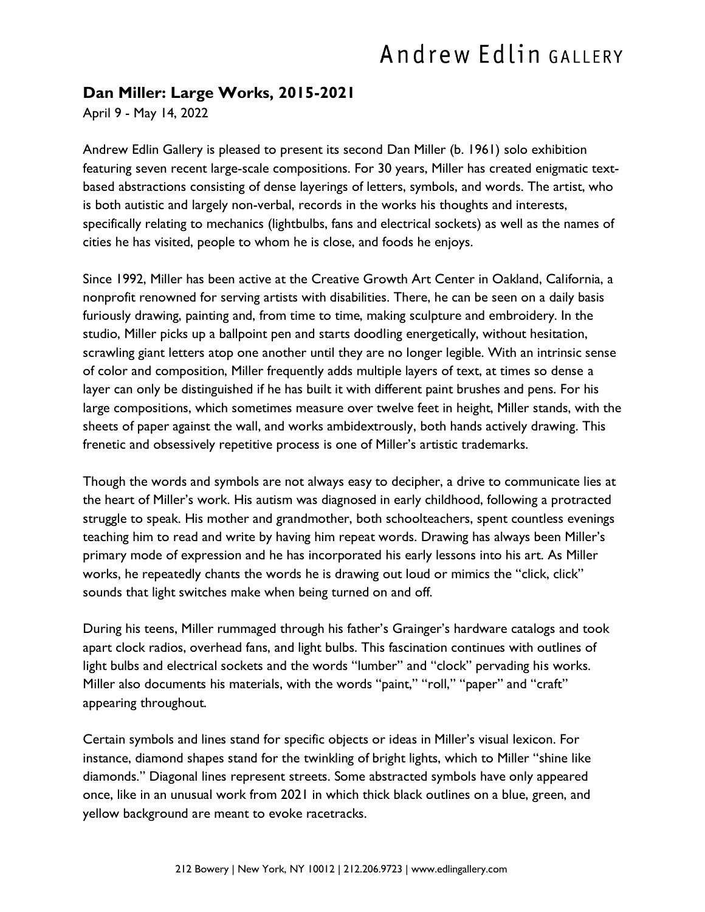# Andrew Edlin GALLERY

## Dan Miller: Large Works, 2015-2021

April 9 - May 14, 2022

Andrew Edlin Gallery is pleased to present its second Dan Miller (b. 1961) solo exhibition featuring seven recent large-scale compositions. For 30 years, Miller has created enigmatic text-based abstractions consisting of dense layerings of letters, symbols, and words. The artist, who is both autistic and largely non-verbal, records in the works his thoughts and interests, specifically relating to mechanics (lightbulbs, fans and electrical sockets) as well as the names of cities he has visited, people to whom he is close, and foods he enjoys.

Since 1992, Miller has been active at the Creative Growth Art Center in Oakland, California, a nonprofit renowned for serving artists with disabilities. There, he can be seen on a daily basis furiously drawing, painting and, from time to time, making sculpture and embroidery. In the studio, Miller picks up a ballpoint pen and starts doodling energetically, without hesitation, scrawling giant letters atop one another until they are no longer legible. With an intrinsic sense of color and composition, Miller frequently adds multiple layers of text, at times so dense a layer can only be distinguished if he has built it with different paint brushes and pens. For his large compositions, which sometimes measure over twelve feet in height, Miller stands, with the sheets of paper against the wall, and works ambidextrously, both hands actively drawing. This frenetic and obsessively repetitive process is one of Miller's artistic trademarks.

Though the words and symbols are not always easy to decipher, a drive to communicate lies at the heart of Miller's work. His autism was diagnosed in early childhood, following a protracted struggle to speak. His mother and grandmother, both schoolteachers, spent countless evenings teaching him to read and write by having him repeat words. Drawing has always been Miller's primary mode of expression and he has incorporated his early lessons into his art. As Miller works, he repeatedly chants the words he is drawing out loud or mimics the "click, click" sounds that light switches make when being turned on and off.

During his teens, Miller rummaged through his father's Grainger's hardware catalogs and took apart clock radios, overhead fans, and light bulbs. This fascination continues with outlines of light bulbs and electrical sockets and the words "lumber" and "clock" pervading his works. Miller also documents his materials, with the words "paint," "roll," "paper" and "craft" appearing throughout.

Certain symbols and lines stand for specific objects or ideas in Miller's visual lexicon. For instance, diamond shapes stand for the twinkling of bright lights, which to Miller "shine like diamonds." Diagonal lines represent streets. Some abstracted symbols have only appeared once, like in an unusual work from 2021 in which thick black outlines on a blue, green, and yellow background are meant to evoke racetracks.

212 Bowery | New York, NY 10012 | 212.206.9723 | www.edlingallery.com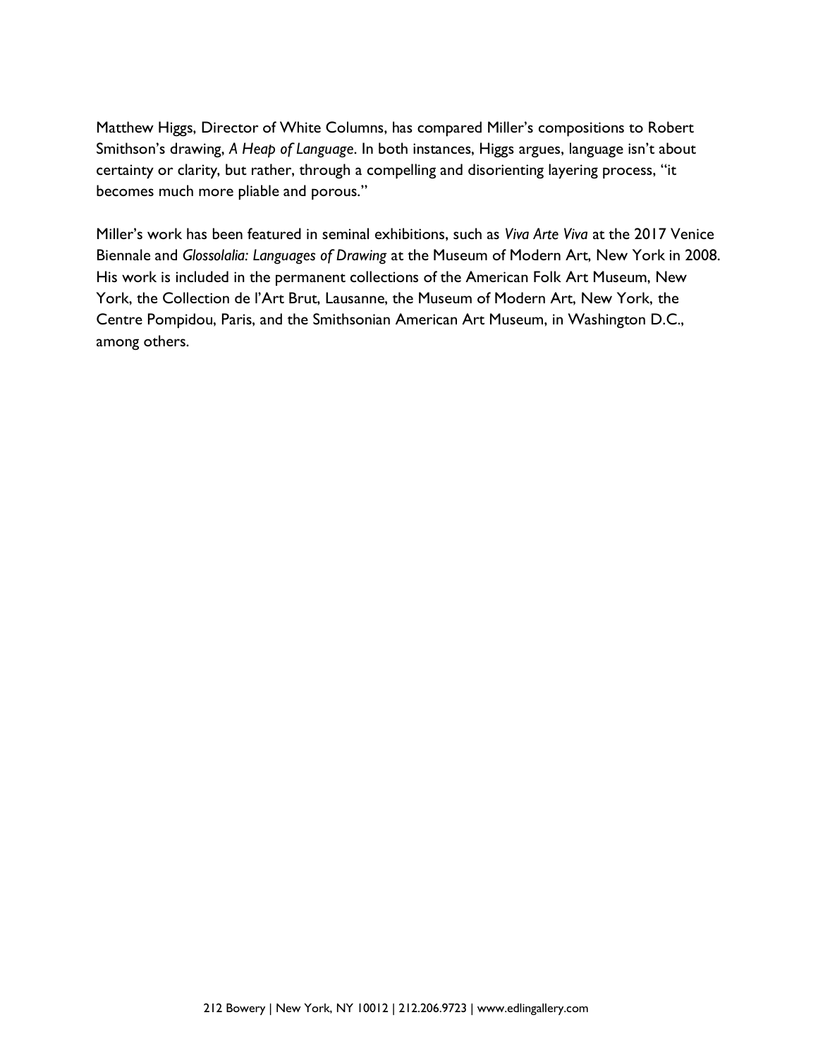Matthew Higgs, Director of White Columns, has compared Miller's compositions to Robert Smithson's drawing, *A Heap of Language*. In both instances, Higgs argues, language isn't about certainty or clarity, but rather, through a compelling and disorienting layering process, "it becomes much more pliable and porous."

Miller's work has been featured in seminal exhibitions, such as *Viva Arte Viva* at the 2017 Venice Biennale and *Glossolalia: Languages of Drawing* at the Museum of Modern Art, New York in 2008. His work is included in the permanent collections of the American Folk Art Museum, New York, the Collection de l'Art Brut, Lausanne, the Museum of Modern Art, New York, the Centre Pompidou, Paris, and the Smithsonian American Art Museum, in Washington D.C., among others.